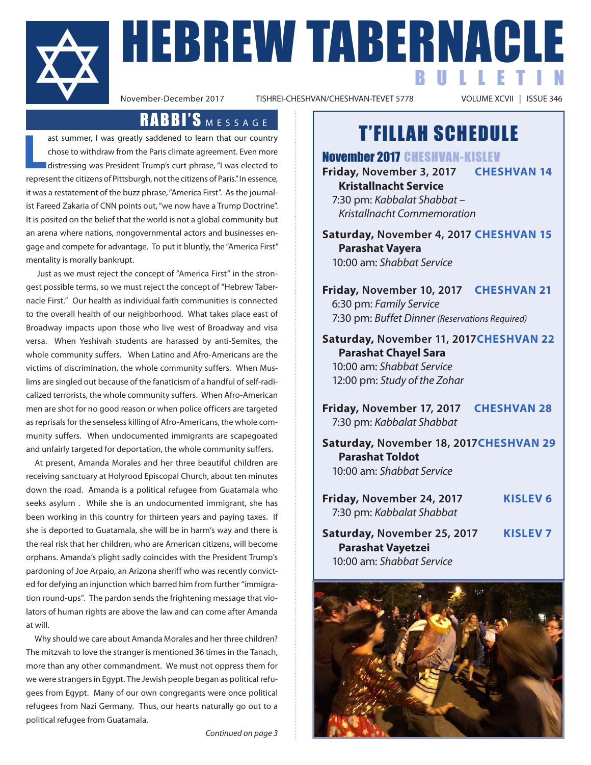# HEBREW TABERNACLE BULLETIN

November-December 2017 TISHREI-CHESHVAN/CHESHVAN-TEVET 5778 VOLUME XCVII | ISSUE 346

## RABBI'S MESSAGE

Last summer, I was greatly saddened to learn that our country chose to withdraw from the Paris climate agreement. Even more distressing was President Trump's curt phrase, "I was elected to represent the citizens of Pittsburgh, not the citizens of Paris." In essence, it was a restatement of the buzz phrase, "America First". As the journalist Fareed Zakaria of CNN points out, "we now have a Trump Doctrine". It is posited on the belief that the world is not a global community but an arena where nations, nongovernmental actors and businesses engage and compete for advantage. To put it bluntly, the "America First" mentality is morally bankrupt.

Just as we must reject the concept of "America First" in the strongest possible terms, so we must reject the concept of "Hebrew Tabernacle First." Our health as individual faith communities is connected to the overall health of our neighborhood. What takes place east of Broadway impacts upon those who live west of Broadway and visa versa. When Yeshivah students are harassed by anti-Semites, the whole community suffers. When Latino and Afro-Americans are the victims of discrimination, the whole community suffers. When Muslims are singled out because of the fanaticism of a handful of self-radicalized terrorists, the whole community suffers. When Afro-American men are shot for no good reason or when police officers are targeted as reprisals for the senseless killing of Afro-Americans, the whole community suffers. When undocumented immigrants are scapegoated and unfairly targeted for deportation, the whole community suffers.

At present, Amanda Morales and her three beautiful children are receiving sanctuary at Holyrood Episcopal Church, about ten minutes down the road. Amanda is a political refugee from Guatamala who seeks asylum . While she is an undocumented immigrant, she has been working in this country for thirteen years and paying taxes. If she is deported to Guatamala, she will be in harm's way and there is the real risk that her children, who are American citizens, will become orphans. Amanda's plight sadly coincides with the President Trump's pardoning of Joe Arpaio, an Arizona sheriff who was recently convicted for defying an injunction which barred him from further "immigration round-ups". The pardon sends the frightening message that violators of human rights are above the law and can come after Amanda at will.

Why should we care about Amanda Morales and her three children? The mitzvah to love the stranger is mentioned 36 times in the Tanach, more than any other commandment. We must not oppress them for we were strangers in Egypt. The Jewish people began as political refugees from Egypt. Many of our own congregants were once political refugees from Nazi Germany. Thus, our hearts naturally go out to a political refugee from Guatamala.

*Continued on page 3*

## T'FILLAH SCHEDULE

### November 2017 CHESHVAN-KISLEV

**Friday,** November 3, 2017 **CHESHVAN 14**
**Kristallnacht Service**
7:30 pm: *Kabbalat Shabbat – Kristallnacht Commemoration*

**Saturday,** November 4, 2017 **CHESHVAN 15**
**Parashat Vayera**
10:00 am: *Shabbat Service*

**Friday,** November 10, 2017 **CHESHVAN 21**
6:30 pm: *Family Service*
7:30 pm: *Buffet Dinner (Reservations Required)*

**Saturday,** November 11, 2017 **CHESHVAN 22**
**Parashat Chayel Sara**
10:00 am: *Shabbat Service*
12:00 pm: *Study of the Zohar*

**Friday,** November 17, 2017 **CHESHVAN 28**
7:30 pm: *Kabbalat Shabbat*

**Saturday,** November 18, 2017 **CHESHVAN 29**
**Parashat Toldot**
10:00 am: *Shabbat Service*

**Friday,** November 24, 2017 **KISLEV 6**
7:30 pm: *Kabbalat Shabbat*

**Saturday,** November 25, 2017 **KISLEV 7**
**Parashat Vayetzei**
10:00 am: *Shabbat Service*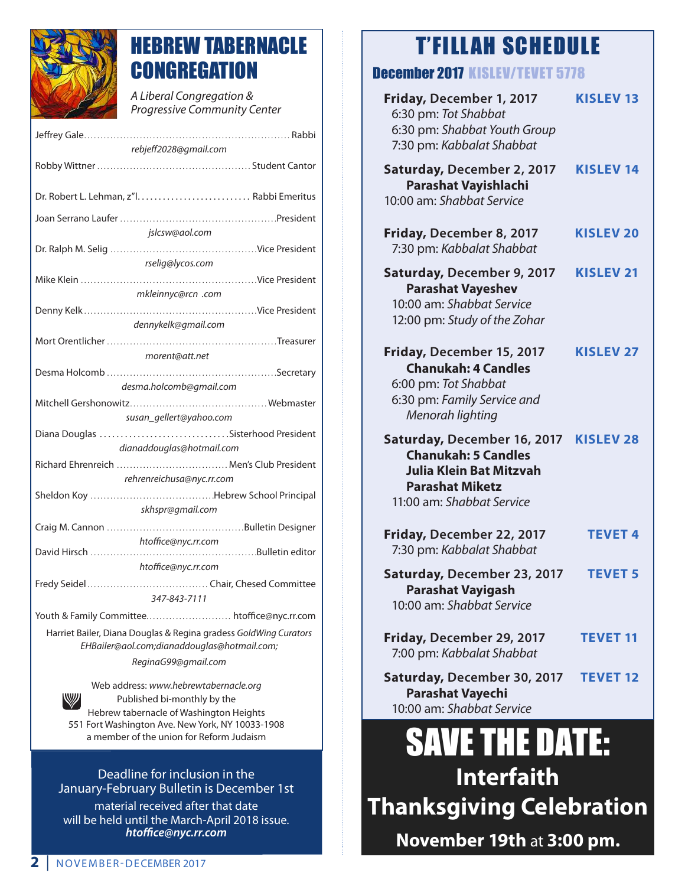# HEBREW TABERNACLE CONGREGATION

*A Liberal Congregation & Progressive Community Center*

Jeffrey Gale.......... Rabbi
*rebjeff2028@gmail.com*

Robby Wittner.......... Student Cantor

Dr. Robert L. Lehman, z"l.......... Rabbi Emeritus

Joan Serrano Laufer.......... President
*jslcsw@aol.com*

Dr. Ralph M. Selig.......... Vice President
*rselig@lycos.com*

Mike Klein.......... Vice President
*mkleinnyc@rcn .com*

Denny Kelk.......... Vice President
*dennykelk@gmail.com*

Mort Orentlicher.......... Treasurer
*morent@att.net*

Desma Holcomb.......... Secretary
*desma.holcomb@gmail.com*

Mitchell Gershonowitz.......... Webmaster
*susan_gellert@yahoo.com*

Diana Douglas.......... Sisterhood President
*dianaddouglas@hotmail.com*

Richard Ehrenreich.......... Men's Club President
*rehrenreichusa@nyc.rr.com*

Sheldon Koy.......... Hebrew School Principal
*skhspr@gmail.com*

Craig M. Cannon.......... Bulletin Designer
*htoffice@nyc.rr.com*

David Hirsch.......... Bulletin editor
*htoffice@nyc.rr.com*

Fredy Seidel.......... Chair, Chesed Committee
*347-843-7111*

Youth & Family Committee.......... htoffice@nyc.rr.com

Harriet Bailer, Diana Douglas & Regina gradess *GoldWing Curators*
*EHBailer@aol.com;dianaddouglas@hotmail.com;*
*ReginaG99@gmail.com*

Web address: *www.hebrewtabernacle.org*
Published bi-monthly by the
Hebrew tabernacle of Washington Heights
551 Fort Washington Ave. New York, NY 10033-1908
a member of the union for Reform Judaism

Deadline for inclusion in the January-February Bulletin is December 1st
material received after that date will be held until the March-April 2018 issue.
***htoffice@nyc.rr.com***

# T'FILLAH SCHEDULE

## December 2017 KISLEV/TEVET 5778

**Friday, December 1, 2017** — **KISLEV 13**
6:30 pm: *Tot Shabbat*
6:30 pm: *Shabbat Youth Group*
7:30 pm: *Kabbalat Shabbat*

**Saturday, December 2, 2017** — **KISLEV 14**
**Parashat Vayishlachi**
10:00 am: *Shabbat Service*

**Friday, December 8, 2017** — **KISLEV 20**
7:30 pm: *Kabbalat Shabbat*

**Saturday, December 9, 2017** — **KISLEV 21**
**Parashat Vayeshev**
10:00 am: *Shabbat Service*
12:00 pm: *Study of the Zohar*

**Friday, December 15, 2017** — **KISLEV 27**
**Chanukah: 4 Candles**
6:00 pm: *Tot Shabbat*
6:30 pm: *Family Service and Menorah lighting*

**Saturday, December 16, 2017** — **KISLEV 28**
**Chanukah: 5 Candles**
**Julia Klein Bat Mitzvah**
**Parashat Miketz**
11:00 am: *Shabbat Service*

**Friday, December 22, 2017** — **TEVET 4**
7:30 pm: *Kabbalat Shabbat*

**Saturday, December 23, 2017** — **TEVET 5**
**Parashat Vayigash**
10:00 am: *Shabbat Service*

**Friday, December 29, 2017** — **TEVET 11**
7:00 pm: *Kabbalat Shabbat*

**Saturday, December 30, 2017** — **TEVET 12**
**Parashat Vayechi**
10:00 am: *Shabbat Service*

# SAVE THE DATE:

**Interfaith Thanksgiving Celebration**

**November 19th** at **3:00 pm.**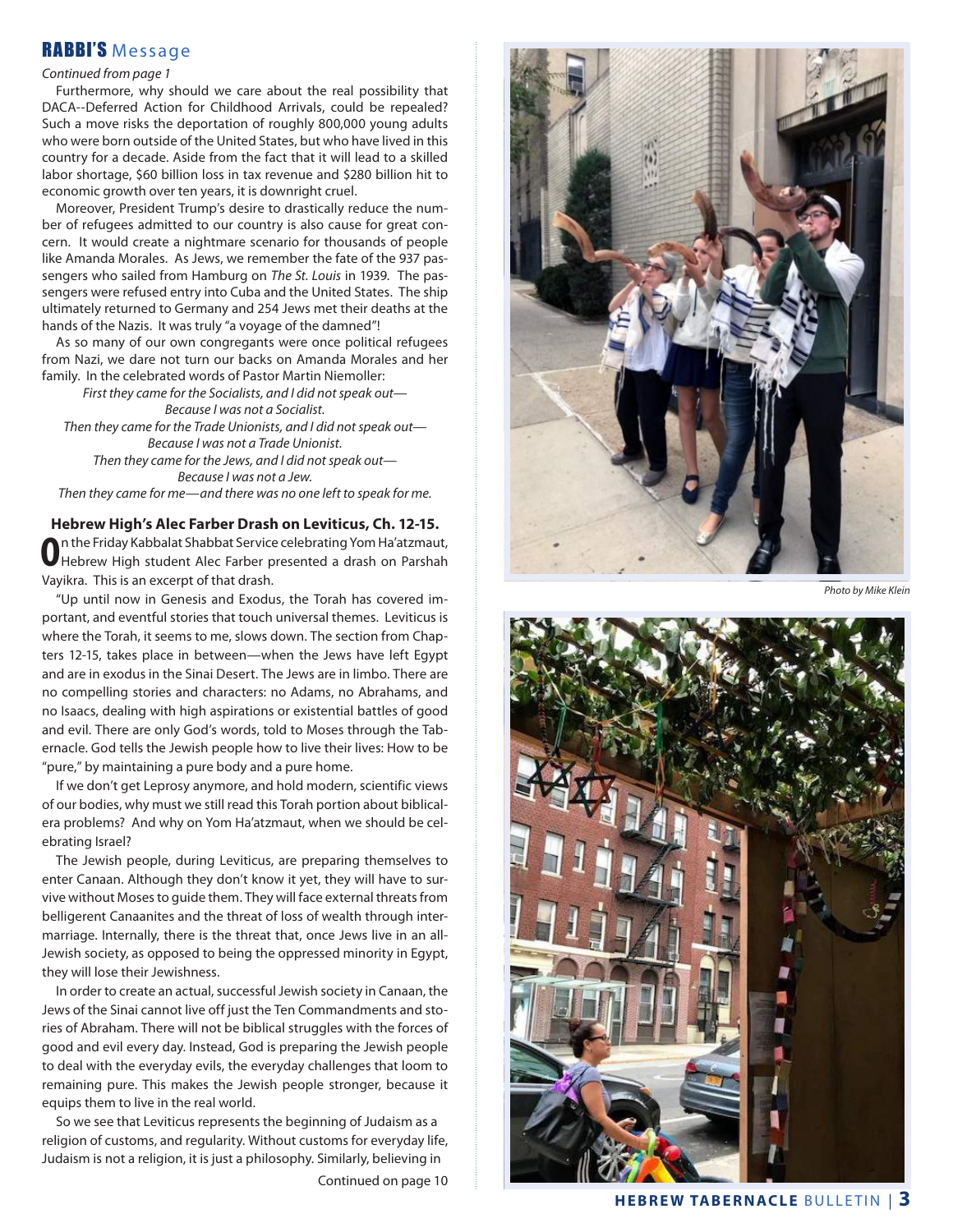## RABBI'S Message

*Continued from page 1*

Furthermore, why should we care about the real possibility that DACA--Deferred Action for Childhood Arrivals, could be repealed? Such a move risks the deportation of roughly 800,000 young adults who were born outside of the United States, but who have lived in this country for a decade. Aside from the fact that it will lead to a skilled labor shortage, $60 billion loss in tax revenue and $280 billion hit to economic growth over ten years, it is downright cruel.

Moreover, President Trump's desire to drastically reduce the number of refugees admitted to our country is also cause for great concern. It would create a nightmare scenario for thousands of people like Amanda Morales. As Jews, we remember the fate of the 937 passengers who sailed from Hamburg on *The St. Louis* in 1939. The passengers were refused entry into Cuba and the United States. The ship ultimately returned to Germany and 254 Jews met their deaths at the hands of the Nazis. It was truly "a voyage of the damned"!

As so many of our own congregants were once political refugees from Nazi, we dare not turn our backs on Amanda Morales and her family. In the celebrated words of Pastor Martin Niemoller:

*First they came for the Socialists, and I did not speak out—*
*Because I was not a Socialist.*
*Then they came for the Trade Unionists, and I did not speak out—*
*Because I was not a Trade Unionist.*
*Then they came for the Jews, and I did not speak out—*
*Because I was not a Jew.*
*Then they came for me—and there was no one left to speak for me.*

### Hebrew High's Alec Farber Drash on Leviticus, Ch. 12-15.

On the Friday Kabbalat Shabbat Service celebrating Yom Ha'atzmaut, Hebrew High student Alec Farber presented a drash on Parshah Vayikra. This is an excerpt of that drash.

"Up until now in Genesis and Exodus, the Torah has covered important, and eventful stories that touch universal themes. Leviticus is where the Torah, it seems to me, slows down. The section from Chapters 12-15, takes place in between—when the Jews have left Egypt and are in exodus in the Sinai Desert. The Jews are in limbo. There are no compelling stories and characters: no Adams, no Abrahams, and no Isaacs, dealing with high aspirations or existential battles of good and evil. There are only God's words, told to Moses through the Tabernacle. God tells the Jewish people how to live their lives: How to be "pure," by maintaining a pure body and a pure home.

If we don't get Leprosy anymore, and hold modern, scientific views of our bodies, why must we still read this Torah portion about biblical-era problems? And why on Yom Ha'atzmaut, when we should be celebrating Israel?

The Jewish people, during Leviticus, are preparing themselves to enter Canaan. Although they don't know it yet, they will have to survive without Moses to guide them. They will face external threats from belligerent Canaanites and the threat of loss of wealth through intermarriage. Internally, there is the threat that, once Jews live in an all-Jewish society, as opposed to being the oppressed minority in Egypt, they will lose their Jewishness.

In order to create an actual, successful Jewish society in Canaan, the Jews of the Sinai cannot live off just the Ten Commandments and stories of Abraham. There will not be biblical struggles with the forces of good and evil every day. Instead, God is preparing the Jewish people to deal with the everyday evils, the everyday challenges that loom to remaining pure. This makes the Jewish people stronger, because it equips them to live in the real world.

So we see that Leviticus represents the beginning of Judaism as a religion of customs, and regularity. Without customs for everyday life, Judaism is not a religion, it is just a philosophy. Similarly, believing in

Continued on page 10

Photo by Mike Klein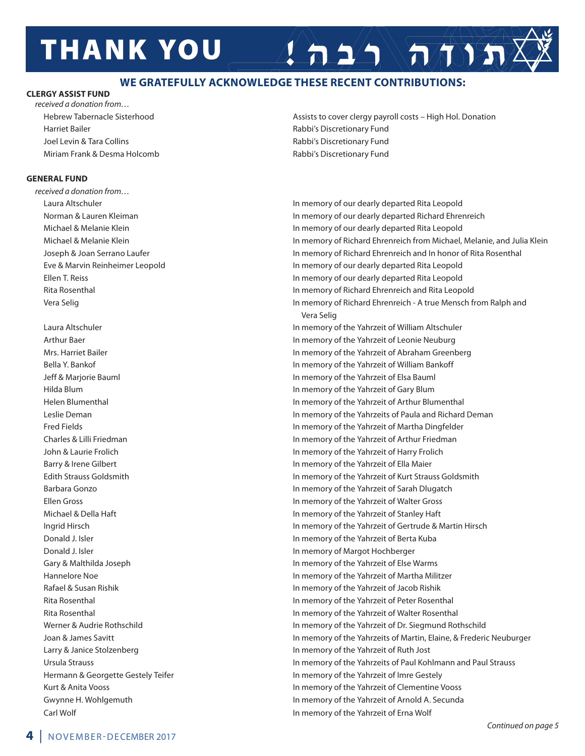# THANK YOU תודה רבה!

## WE GRATEFULLY ACKNOWLEDGE THESE RECENT CONTRIBUTIONS:

**CLERGY ASSIST FUND**

*received a donation from…*

| | |
|---|---|
| Hebrew Tabernacle Sisterhood | Assists to cover clergy payroll costs – High Hol. Donation |
| Harriet Bailer | Rabbi's Discretionary Fund |
| Joel Levin & Tara Collins | Rabbi's Discretionary Fund |
| Miriam Frank & Desma Holcomb | Rabbi's Discretionary Fund |

**GENERAL FUND**

*received a donation from…*

| | |
|---|---|
| Laura Altschuler | In memory of our dearly departed Rita Leopold |
| Norman & Lauren Kleiman | In memory of our dearly departed Richard Ehrenreich |
| Michael & Melanie Klein | In memory of our dearly departed Rita Leopold |
| Michael & Melanie Klein | In memory of Richard Ehrenreich from Michael, Melanie, and Julia Klein |
| Joseph & Joan Serrano Laufer | In memory of Richard Ehrenreich and In honor of Rita Rosenthal |
| Eve & Marvin Reinheimer Leopold | In memory of our dearly departed Rita Leopold |
| Ellen T. Reiss | In memory of our dearly departed Rita Leopold |
| Rita Rosenthal | In memory of Richard Ehrenreich and Rita Leopold |
| Vera Selig | In memory of Richard Ehrenreich - A true Mensch from Ralph and Vera Selig |
| Laura Altschuler | In memory of the Yahrzeit of William Altschuler |
| Arthur Baer | In memory of the Yahrzeit of Leonie Neuburg |
| Mrs. Harriet Bailer | In memory of the Yahrzeit of Abraham Greenberg |
| Bella Y. Bankof | In memory of the Yahrzeit of William Bankoff |
| Jeff & Marjorie Bauml | In memory of the Yahrzeit of Elsa Bauml |
| Hilda Blum | In memory of the Yahrzeit of Gary Blum |
| Helen Blumenthal | In memory of the Yahrzeit of Arthur Blumenthal |
| Leslie Deman | In memory of the Yahrzeits of Paula and Richard Deman |
| Fred Fields | In memory of the Yahrzeit of Martha Dingfelder |
| Charles & Lilli Friedman | In memory of the Yahrzeit of Arthur Friedman |
| John & Laurie Frolich | In memory of the Yahrzeit of Harry Frolich |
| Barry & Irene Gilbert | In memory of the Yahrzeit of Ella Maier |
| Edith Strauss Goldsmith | In memory of the Yahrzeit of Kurt Strauss Goldsmith |
| Barbara Gonzo | In memory of the Yahrzeit of Sarah Dlugatch |
| Ellen Gross | In memory of the Yahrzeit of Walter Gross |
| Michael & Della Haft | In memory of the Yahrzeit of Stanley Haft |
| Ingrid Hirsch | In memory of the Yahrzeit of Gertrude & Martin Hirsch |
| Donald J. Isler | In memory of the Yahrzeit of Berta Kuba |
| Donald J. Isler | In memory of Margot Hochberger |
| Gary & Malthilda Joseph | In memory of the Yahrzeit of Else Warms |
| Hannelore Noe | In memory of the Yahrzeit of Martha Militzer |
| Rafael & Susan Rishik | In memory of the Yahrzeit of Jacob Rishik |
| Rita Rosenthal | In memory of the Yahrzeit of Peter Rosenthal |
| Rita Rosenthal | In memory of the Yahrzeit of Walter Rosenthal |
| Werner & Audrie Rothschild | In memory of the Yahrzeit of Dr. Siegmund Rothschild |
| Joan & James Savitt | In memory of the Yahrzeits of Martin, Elaine, & Frederic Neuburger |
| Larry & Janice Stolzenberg | In memory of the Yahrzeit of Ruth Jost |
| Ursula Strauss | In memory of the Yahrzeits of Paul Kohlmann and Paul Strauss |
| Hermann & Georgette Gestely Teifer | In memory of the Yahrzeit of Imre Gestely |
| Kurt & Anita Vooss | In memory of the Yahrzeit of Clementine Vooss |
| Gwynne H. Wohlgemuth | In memory of the Yahrzeit of Arnold A. Secunda |
| Carl Wolf | In memory of the Yahrzeit of Erna Wolf |

*Continued on page 5*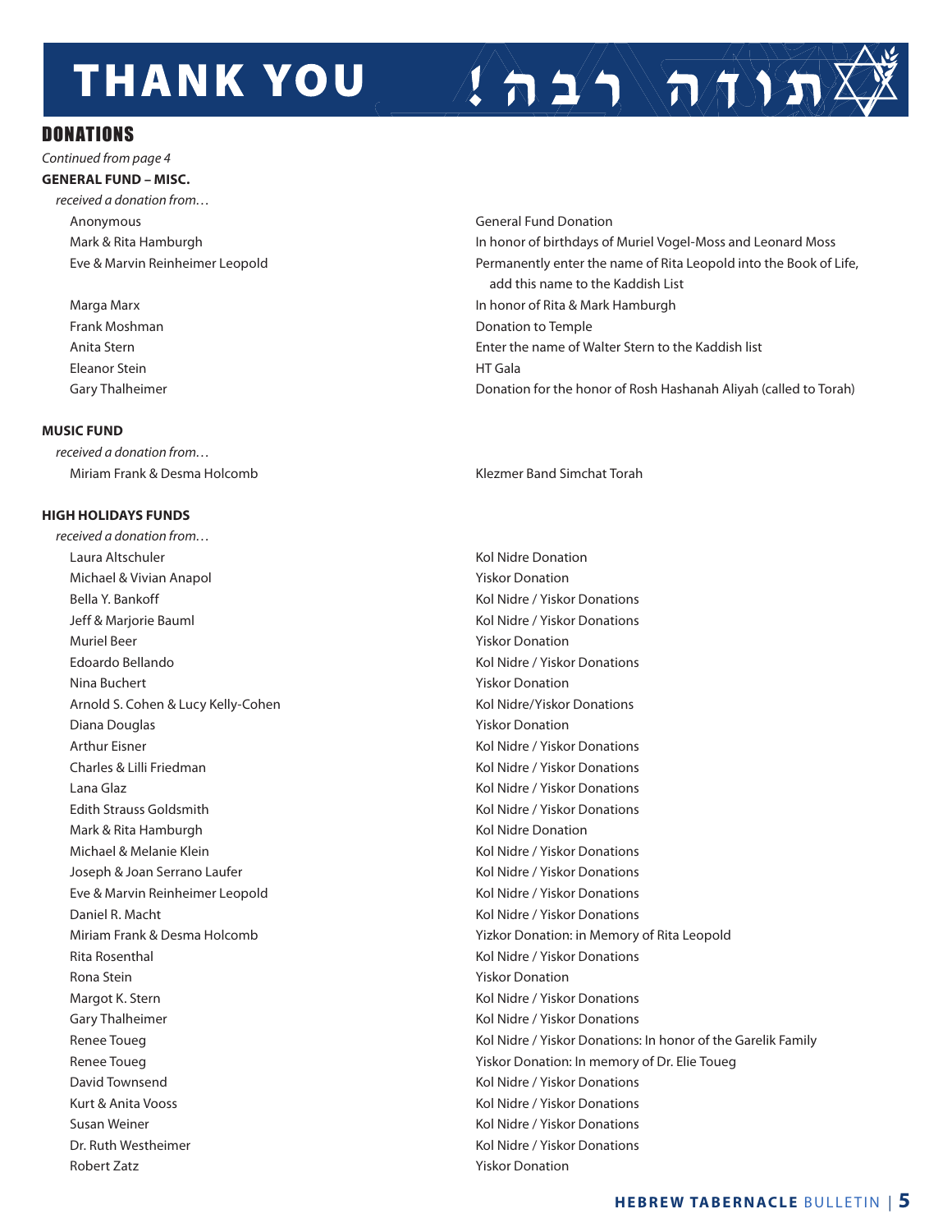# THANK YOU תודה רבה!

## DONATIONS

*Continued from page 4*

**GENERAL FUND – MISC.**

*received a donation from…*

| | |
|---|---|
| Anonymous | General Fund Donation |
| Mark & Rita Hamburgh | In honor of birthdays of Muriel Vogel-Moss and Leonard Moss |
| Eve & Marvin Reinheimer Leopold | Permanently enter the name of Rita Leopold into the Book of Life, add this name to the Kaddish List |
| Marga Marx | In honor of Rita & Mark Hamburgh |
| Frank Moshman | Donation to Temple |
| Anita Stern | Enter the name of Walter Stern to the Kaddish list |
| Eleanor Stein | HT Gala |
| Gary Thalheimer | Donation for the honor of Rosh Hashanah Aliyah (called to Torah) |

**MUSIC FUND**

*received a donation from…*

| | |
|---|---|
| Miriam Frank & Desma Holcomb | Klezmer Band Simchat Torah |

**HIGH HOLIDAYS FUNDS**

*received a donation from…*

| | |
|---|---|
| Laura Altschuler | Kol Nidre Donation |
| Michael & Vivian Anapol | Yiskor Donation |
| Bella Y. Bankoff | Kol Nidre / Yiskor Donations |
| Jeff & Marjorie Bauml | Kol Nidre / Yiskor Donations |
| Muriel Beer | Yiskor Donation |
| Edoardo Bellando | Kol Nidre / Yiskor Donations |
| Nina Buchert | Yiskor Donation |
| Arnold S. Cohen & Lucy Kelly-Cohen | Kol Nidre/Yiskor Donations |
| Diana Douglas | Yiskor Donation |
| Arthur Eisner | Kol Nidre / Yiskor Donations |
| Charles & Lilli Friedman | Kol Nidre / Yiskor Donations |
| Lana Glaz | Kol Nidre / Yiskor Donations |
| Edith Strauss Goldsmith | Kol Nidre / Yiskor Donations |
| Mark & Rita Hamburgh | Kol Nidre Donation |
| Michael & Melanie Klein | Kol Nidre / Yiskor Donations |
| Joseph & Joan Serrano Laufer | Kol Nidre / Yiskor Donations |
| Eve & Marvin Reinheimer Leopold | Kol Nidre / Yiskor Donations |
| Daniel R. Macht | Kol Nidre / Yiskor Donations |
| Miriam Frank & Desma Holcomb | Yizkor Donation: in Memory of Rita Leopold |
| Rita Rosenthal | Kol Nidre / Yiskor Donations |
| Rona Stein | Yiskor Donation |
| Margot K. Stern | Kol Nidre / Yiskor Donations |
| Gary Thalheimer | Kol Nidre / Yiskor Donations |
| Renee Toueg | Kol Nidre / Yiskor Donations: In honor of the Garelik Family |
| Renee Toueg | Yiskor Donation: In memory of Dr. Elie Toueg |
| David Townsend | Kol Nidre / Yiskor Donations |
| Kurt & Anita Vooss | Kol Nidre / Yiskor Donations |
| Susan Weiner | Kol Nidre / Yiskor Donations |
| Dr. Ruth Westheimer | Kol Nidre / Yiskor Donations |
| Robert Zatz | Yiskor Donation |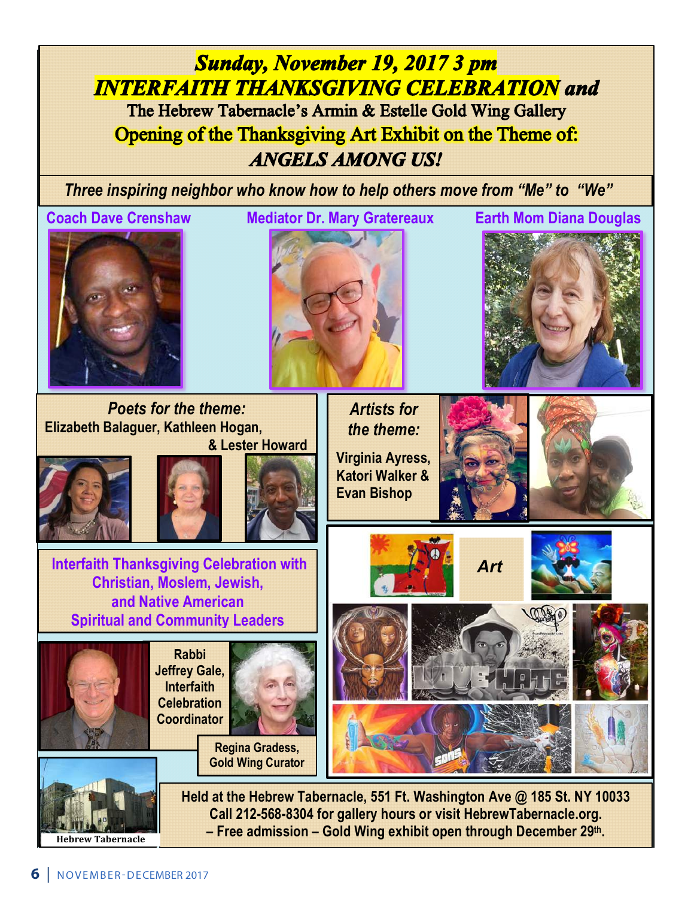# Sunday, November 19, 2017 3 pm

# INTERFAITH THANKSGIVING CELEBRATION and

## The Hebrew Tabernacle's Armin & Estelle Gold Wing Gallery

## Opening of the Thanksgiving Art Exhibit on the Theme of:

## *ANGELS AMONG US!*

*Three inspiring neighbor who know how to help others move from "Me" to "We"*

**Coach Dave Crenshaw** | **Mediator Dr. Mary Gratereaux** | **Earth Mom Diana Douglas**

*Poets for the theme:*
**Elizabeth Balaguer, Kathleen Hogan, & Lester Howard**

*Artists for the theme:*
**Virginia Ayress, Katori Walker & Evan Bishop**

**Interfaith Thanksgiving Celebration with Christian, Moslem, Jewish, and Native American Spiritual and Community Leaders**

**Art**

**Rabbi Jeffrey Gale, Interfaith Celebration Coordinator**

**Regina Gradess, Gold Wing Curator**

Hebrew Tabernacle

**Held at the Hebrew Tabernacle, 551 Ft. Washington Ave @ 185 St. NY 10033**
**Call 212-568-8304 for gallery hours or visit HebrewTabernacle.org.**
**– Free admission – Gold Wing exhibit open through December 29th.**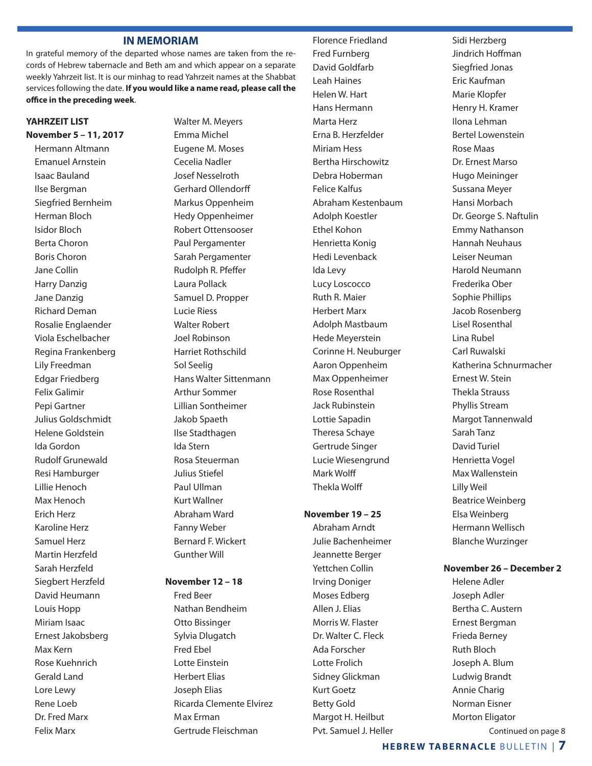## IN MEMORIAM

In grateful memory of the departed whose names are taken from the records of Hebrew tabernacle and Beth am and which appear on a separate weekly Yahrzeit list. It is our minhag to read Yahrzeit names at the Shabbat services following the date. **If you would like a name read, please call the office in the preceding week**.

**YAHRZEIT LIST**

**November 5 – 11, 2017**

Hermann Altmann
Emanuel Arnstein
Isaac Bauland
Ilse Bergman
Siegfried Bernheim
Herman Bloch
Isidor Bloch
Berta Choron
Boris Choron
Jane Collin
Harry Danzig
Jane Danzig
Richard Deman
Rosalie Englaender
Viola Eschelbacher
Regina Frankenberg
Lily Freedman
Edgar Friedberg
Felix Galimir
Pepi Gartner
Julius Goldschmidt
Helene Goldstein
Ida Gordon
Rudolf Grunewald
Resi Hamburger
Lillie Henoch
Max Henoch
Erich Herz
Karoline Herz
Samuel Herz
Martin Herzfeld
Sarah Herzfeld
Siegbert Herzfeld
David Heumann
Louis Hopp
Miriam Isaac
Ernest Jakobsberg
Max Kern
Rose Kuehnrich
Gerald Land
Lore Lewy
Rene Loeb
Dr. Fred Marx
Felix Marx
Walter M. Meyers
Emma Michel
Eugene M. Moses
Cecelia Nadler
Josef Nesselroth
Gerhard Ollendorff
Markus Oppenheim
Hedy Oppenheimer
Robert Ottensooser
Paul Pergamenter
Sarah Pergamenter
Rudolph R. Pfeffer
Laura Pollack
Samuel D. Propper
Lucie Riess
Walter Robert
Joel Robinson
Harriet Rothschild
Sol Seelig
Hans Walter Sittenmann
Arthur Sommer
Lillian Sontheimer
Jakob Spaeth
Ilse Stadthagen
Ida Stern
Rosa Steuerman
Julius Stiefel
Paul Ullman
Kurt Wallner
Abraham Ward
Fanny Weber
Bernard F. Wickert
Gunther Will

**November 12 – 18**

Fred Beer
Nathan Bendheim
Otto Bissinger
Sylvia Dlugatch
Fred Ebel
Lotte Einstein
Herbert Elias
Joseph Elias
Ricarda Clemente Elvirez
Max Erman
Gertrude Fleischman
Florence Friedland
Fred Furnberg
David Goldfarb
Leah Haines
Helen W. Hart
Hans Hermann
Marta Herz
Erna B. Herzfelder
Miriam Hess
Bertha Hirschowitz
Debra Hoberman
Felice Kalfus
Abraham Kestenbaum
Adolph Koestler
Ethel Kohon
Henrietta Konig
Hedi Levenback
Ida Levy
Lucy Loscocco
Ruth R. Maier
Herbert Marx
Adolph Mastbaum
Hede Meyerstein
Corinne H. Neuburger
Aaron Oppenheim
Max Oppenheimer
Rose Rosenthal
Jack Rubinstein
Lottie Sapadin
Theresa Schaye
Gertrude Singer
Lucie Wiesengrund
Mark Wolff
Thekla Wolff

**November 19 – 25**

Abraham Arndt
Julie Bachenheimer
Jeannette Berger
Yettchen Collin
Irving Doniger
Moses Edberg
Allen J. Elias
Morris W. Flaster
Dr. Walter C. Fleck
Ada Forscher
Lotte Frolich
Sidney Glickman
Kurt Goetz
Betty Gold
Margot H. Heilbut
Pvt. Samuel J. Heller
Sidi Herzberg
Jindrich Hoffman
Siegfried Jonas
Eric Kaufman
Marie Klopfer
Henry H. Kramer
Ilona Lehman
Bertel Lowenstein
Rose Maas
Dr. Ernest Marso
Hugo Meininger
Sussana Meyer
Hansi Morbach
Dr. George S. Naftulin
Emmy Nathanson
Hannah Neuhaus
Leiser Neuman
Harold Neumann
Frederika Ober
Sophie Phillips
Jacob Rosenberg
Lisel Rosenthal
Lina Rubel
Carl Ruwalski
Katherina Schnurmacher
Ernest W. Stein
Thekla Strauss
Phyllis Stream
Margot Tannenwald
Sarah Tanz
David Turiel
Henrietta Vogel
Max Wallenstein
Lilly Weil
Beatrice Weinberg
Elsa Weinberg
Hermann Wellisch
Blanche Wurzinger

**November 26 – December 2**

Helene Adler
Joseph Adler
Bertha C. Austern
Ernest Bergman
Frieda Berney
Ruth Bloch
Joseph A. Blum
Ludwig Brandt
Annie Charig
Norman Eisner
Morton Eligator

Continued on page 8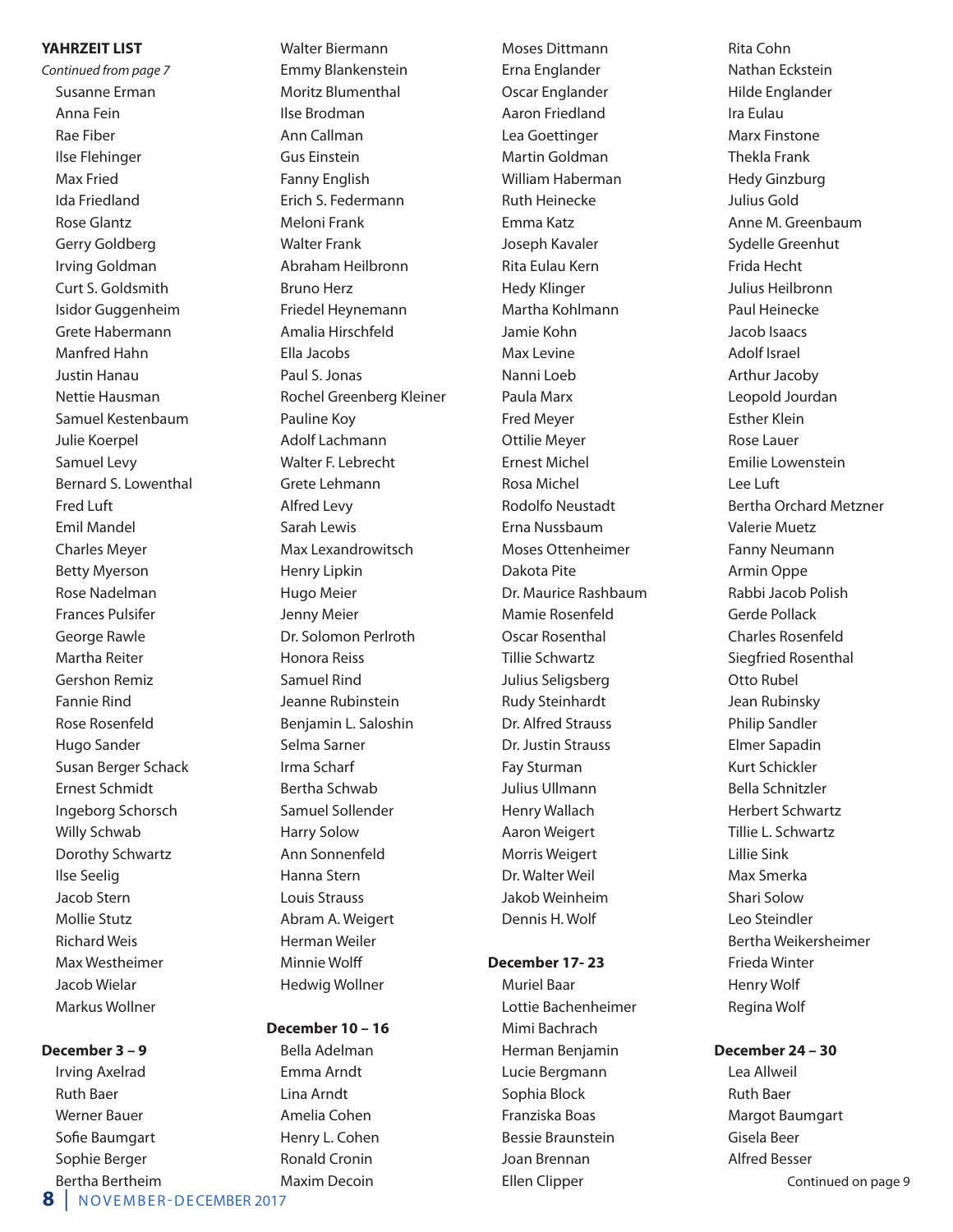**YAHRZEIT LIST**

*Continued from page 7*

Susanne Erman
Anna Fein
Rae Fiber
Ilse Flehinger
Max Fried
Ida Friedland
Rose Glantz
Gerry Goldberg
Irving Goldman
Curt S. Goldsmith
Isidor Guggenheim
Grete Habermann
Manfred Hahn
Justin Hanau
Nettie Hausman
Samuel Kestenbaum
Julie Koerpel
Samuel Levy
Bernard S. Lowenthal
Fred Luft
Emil Mandel
Charles Meyer
Betty Myerson
Rose Nadelman
Frances Pulsifer
George Rawle
Martha Reiter
Gershon Remiz
Fannie Rind
Rose Rosenfeld
Hugo Sander
Susan Berger Schack
Ernest Schmidt
Ingeborg Schorsch
Willy Schwab
Dorothy Schwartz
Ilse Seelig
Jacob Stern
Mollie Stutz
Richard Weis
Max Westheimer
Jacob Wielar
Markus Wollner

**December 3 – 9**

Irving Axelrad
Ruth Baer
Werner Bauer
Sofie Baumgart
Sophie Berger
Bertha Bertheim
Walter Biermann
Emmy Blankenstein
Moritz Blumenthal
Ilse Brodman
Ann Callman
Gus Einstein
Fanny English
Erich S. Federmann
Meloni Frank
Walter Frank
Abraham Heilbronn
Bruno Herz
Friedel Heynemann
Amalia Hirschfeld
Ella Jacobs
Paul S. Jonas
Rochel Greenberg Kleiner
Pauline Koy
Adolf Lachmann
Walter F. Lebrecht
Grete Lehmann
Alfred Levy
Sarah Lewis
Max Lexandrowitsch
Henry Lipkin
Hugo Meier
Jenny Meier
Dr. Solomon Perlroth
Honora Reiss
Samuel Rind
Jeanne Rubinstein
Benjamin L. Saloshin
Selma Sarner
Irma Scharf
Bertha Schwab
Samuel Sollender
Harry Solow
Ann Sonnenfeld
Hanna Stern
Louis Strauss
Abram A. Weigert
Herman Weiler
Minnie Wolff
Hedwig Wollner

**December 10 – 16**

Bella Adelman
Emma Arndt
Lina Arndt
Amelia Cohen
Henry L. Cohen
Ronald Cronin
Maxim Decoin
Moses Dittmann
Erna Englander
Oscar Englander
Aaron Friedland
Lea Goettinger
Martin Goldman
William Haberman
Ruth Heinecke
Emma Katz
Joseph Kavaler
Rita Eulau Kern
Hedy Klinger
Martha Kohlmann
Jamie Kohn
Max Levine
Nanni Loeb
Paula Marx
Fred Meyer
Ottilie Meyer
Ernest Michel
Rosa Michel
Rodolfo Neustadt
Erna Nussbaum
Moses Ottenheimer
Dakota Pite
Dr. Maurice Rashbaum
Mamie Rosenfeld
Oscar Rosenthal
Tillie Schwartz
Julius Seligsberg
Rudy Steinhardt
Dr. Alfred Strauss
Dr. Justin Strauss
Fay Sturman
Julius Ullmann
Henry Wallach
Aaron Weigert
Morris Weigert
Dr. Walter Weil
Jakob Weinheim
Dennis H. Wolf

**December 17- 23**

Muriel Baar
Lottie Bachenheimer
Mimi Bachrach
Herman Benjamin
Lucie Bergmann
Sophia Block
Franziska Boas
Bessie Braunstein
Joan Brennan
Ellen Clipper
Rita Cohn
Nathan Eckstein
Hilde Englander
Ira Eulau
Marx Finstone
Thekla Frank
Hedy Ginzburg
Julius Gold
Anne M. Greenbaum
Sydelle Greenhut
Frida Hecht
Julius Heilbronn
Paul Heinecke
Jacob Isaacs
Adolf Israel
Arthur Jacoby
Leopold Jourdan
Esther Klein
Rose Lauer
Emilie Lowenstein
Lee Luft
Bertha Orchard Metzner
Valerie Muetz
Fanny Neumann
Armin Oppe
Rabbi Jacob Polish
Gerde Pollack
Charles Rosenfeld
Siegfried Rosenthal
Otto Rubel
Jean Rubinsky
Philip Sandler
Elmer Sapadin
Kurt Schickler
Bella Schnitzler
Herbert Schwartz
Tillie L. Schwartz
Lillie Sink
Max Smerka
Shari Solow
Leo Steindler
Bertha Weikersheimer
Frieda Winter
Henry Wolf
Regina Wolf

**December 24 – 30**

Lea Allweil
Ruth Baer
Margot Baumgart
Gisela Beer
Alfred Besser

Continued on page 9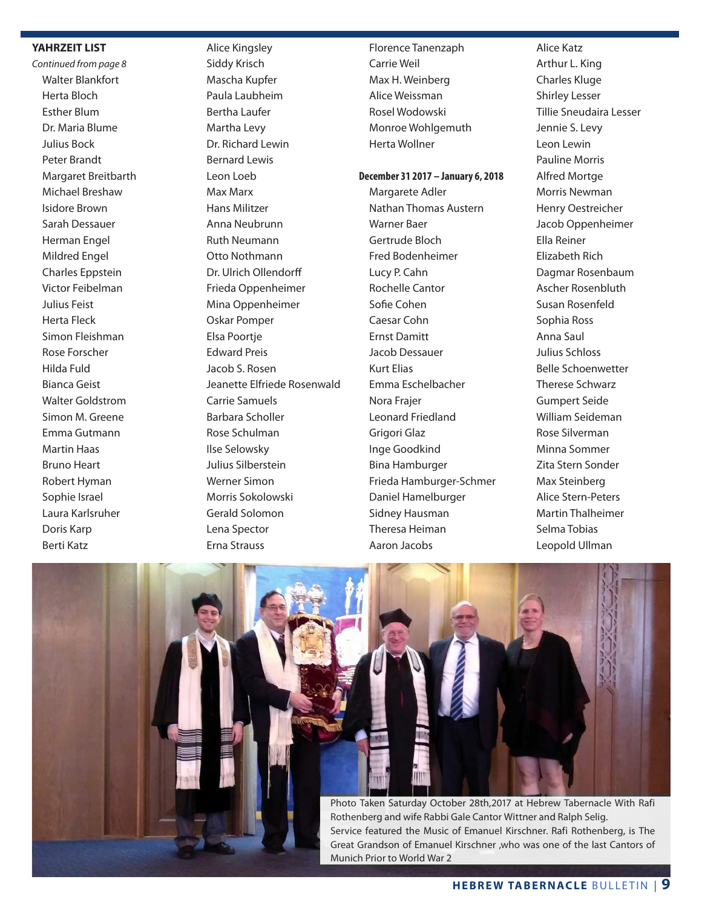**YAHRZEIT LIST**

*Continued from page 8*

Walter Blankfort
Herta Bloch
Esther Blum
Dr. Maria Blume
Julius Bock
Peter Brandt
Margaret Breitbarth
Michael Breshaw
Isidore Brown
Sarah Dessauer
Herman Engel
Mildred Engel
Charles Eppstein
Victor Feibelman
Julius Feist
Herta Fleck
Simon Fleishman
Rose Forscher
Hilda Fuld
Bianca Geist
Walter Goldstrom
Simon M. Greene
Emma Gutmann
Martin Haas
Bruno Heart
Robert Hyman
Sophie Israel
Laura Karlsruher
Doris Karp
Berti Katz
Alice Kingsley
Siddy Krisch
Mascha Kupfer
Paula Laubheim
Bertha Laufer
Martha Levy
Dr. Richard Lewin
Bernard Lewis
Leon Loeb
Max Marx
Hans Militzer
Anna Neubrunn
Ruth Neumann
Otto Nothmann
Dr. Ulrich Ollendorff
Frieda Oppenheimer
Mina Oppenheimer
Oskar Pomper
Elsa Poortje
Edward Preis
Jacob S. Rosen
Jeanette Elfriede Rosenwald
Carrie Samuels
Barbara Scholler
Rose Schulman
Ilse Selowsky
Julius Silberstein
Werner Simon
Morris Sokolowski
Gerald Solomon
Lena Spector
Erna Strauss
Florence Tanenzaph
Carrie Weil
Max H. Weinberg
Alice Weissman
Rosel Wodowski
Monroe Wohlgemuth
Herta Wollner

**December 31 2017 – January 6, 2018**

Margarete Adler
Nathan Thomas Austern
Warner Baer
Gertrude Bloch
Fred Bodenheimer
Lucy P. Cahn
Rochelle Cantor
Sofie Cohen
Caesar Cohn
Ernst Damitt
Jacob Dessauer
Kurt Elias
Emma Eschelbacher
Nora Frajer
Leonard Friedland
Grigori Glaz
Inge Goodkind
Bina Hamburger
Frieda Hamburger-Schmer
Daniel Hamelburger
Sidney Hausman
Theresa Heiman
Aaron Jacobs
Alice Katz
Arthur L. King
Charles Kluge
Shirley Lesser
Tillie Sneudaira Lesser
Jennie S. Levy
Leon Lewin
Pauline Morris
Alfred Mortge
Morris Newman
Henry Oestreicher
Jacob Oppenheimer
Ella Reiner
Elizabeth Rich
Dagmar Rosenbaum
Ascher Rosenbluth
Susan Rosenfeld
Sophia Ross
Anna Saul
Julius Schloss
Belle Schoenwetter
Therese Schwarz
Gumpert Seide
William Seideman
Rose Silverman
Minna Sommer
Zita Stern Sonder
Max Steinberg
Alice Stern-Peters
Martin Thalheimer
Selma Tobias
Leopold Ullman

Photo Taken Saturday October 28th,2017 at Hebrew Tabernacle With Rafi Rothenberg and wife Rabbi Gale Cantor Wittner and Ralph Selig. Service featured the Music of Emanuel Kirschner. Rafi Rothenberg, is The Great Grandson of Emanuel Kirschner ,who was one of the last Cantors of Munich Prior to World War 2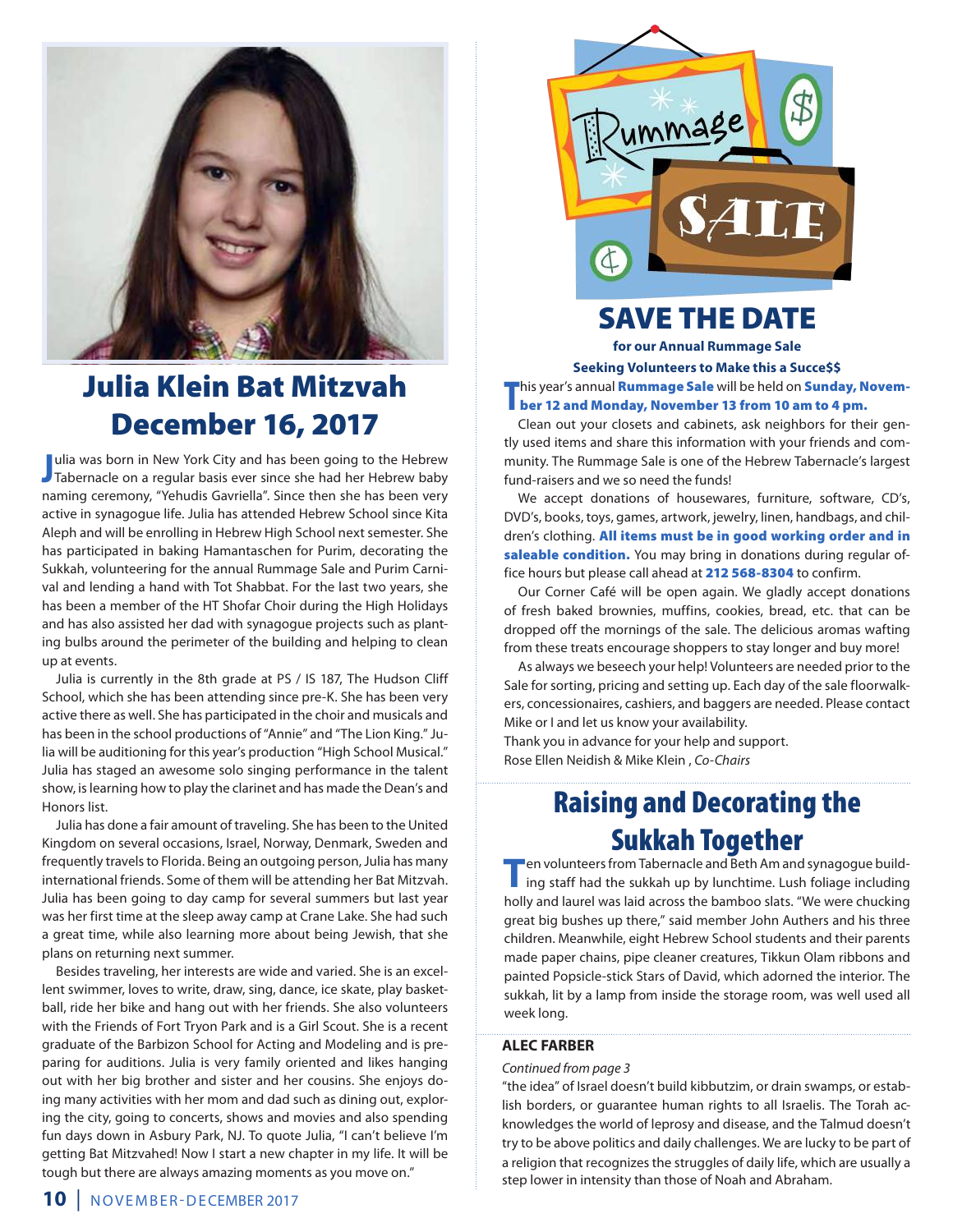# Julia Klein Bat Mitzvah December 16, 2017

Julia was born in New York City and has been going to the Hebrew Tabernacle on a regular basis ever since she had her Hebrew baby naming ceremony, "Yehudis Gavriella". Since then she has been very active in synagogue life. Julia has attended Hebrew School since Kita Aleph and will be enrolling in Hebrew High School next semester. She has participated in baking Hamantaschen for Purim, decorating the Sukkah, volunteering for the annual Rummage Sale and Purim Carnival and lending a hand with Tot Shabbat. For the last two years, she has been a member of the HT Shofar Choir during the High Holidays and has also assisted her dad with synagogue projects such as planting bulbs around the perimeter of the building and helping to clean up at events.

Julia is currently in the 8th grade at PS / IS 187, The Hudson Cliff School, which she has been attending since pre-K. She has been very active there as well. She has participated in the choir and musicals and has been in the school productions of "Annie" and "The Lion King." Julia will be auditioning for this year's production "High School Musical." Julia has staged an awesome solo singing performance in the talent show, is learning how to play the clarinet and has made the Dean's and Honors list.

Julia has done a fair amount of traveling. She has been to the United Kingdom on several occasions, Israel, Norway, Denmark, Sweden and frequently travels to Florida. Being an outgoing person, Julia has many international friends. Some of them will be attending her Bat Mitzvah. Julia has been going to day camp for several summers but last year was her first time at the sleep away camp at Crane Lake. She had such a great time, while also learning more about being Jewish, that she plans on returning next summer.

Besides traveling, her interests are wide and varied. She is an excellent swimmer, loves to write, draw, sing, dance, ice skate, play basketball, ride her bike and hang out with her friends. She also volunteers with the Friends of Fort Tryon Park and is a Girl Scout. She is a recent graduate of the Barbizon School for Acting and Modeling and is preparing for auditions. Julia is very family oriented and likes hanging out with her big brother and sister and her cousins. She enjoys doing many activities with her mom and dad such as dining out, exploring the city, going to concerts, shows and movies and also spending fun days down in Asbury Park, NJ. To quote Julia, "I can't believe I'm getting Bat Mitzvahed! Now I start a new chapter in my life. It will be tough but there are always amazing moments as you move on."

Rummage SALE

# SAVE THE DATE

**for our Annual Rummage Sale**

**Seeking Volunteers to Make this a Succe$$**

This year's annual **Rummage Sale** will be held on **Sunday, November 12 and Monday, November 13 from 10 am to 4 pm.**

Clean out your closets and cabinets, ask neighbors for their gently used items and share this information with your friends and community. The Rummage Sale is one of the Hebrew Tabernacle's largest fund-raisers and we so need the funds!

We accept donations of housewares, furniture, software, CD's, DVD's, books, toys, games, artwork, jewelry, linen, handbags, and children's clothing. **All items must be in good working order and in saleable condition.** You may bring in donations during regular office hours but please call ahead at **212 568-8304** to confirm.

Our Corner Café will be open again. We gladly accept donations of fresh baked brownies, muffins, cookies, bread, etc. that can be dropped off the mornings of the sale. The delicious aromas wafting from these treats encourage shoppers to stay longer and buy more!

As always we beseech your help! Volunteers are needed prior to the Sale for sorting, pricing and setting up. Each day of the sale floorwalkers, concessionaires, cashiers, and baggers are needed. Please contact Mike or I and let us know your availability.

Thank you in advance for your help and support.

Rose Ellen Neidish & Mike Klein , *Co-Chairs*

# Raising and Decorating the Sukkah Together

Ten volunteers from Tabernacle and Beth Am and synagogue building staff had the sukkah up by lunchtime. Lush foliage including holly and laurel was laid across the bamboo slats. "We were chucking great big bushes up there," said member John Authers and his three children. Meanwhile, eight Hebrew School students and their parents made paper chains, pipe cleaner creatures, Tikkun Olam ribbons and painted Popsicle-stick Stars of David, which adorned the interior. The sukkah, lit by a lamp from inside the storage room, was well used all week long.

### ALEC FARBER

*Continued from page 3*

"the idea" of Israel doesn't build kibbutzim, or drain swamps, or establish borders, or guarantee human rights to all Israelis. The Torah acknowledges the world of leprosy and disease, and the Talmud doesn't try to be above politics and daily challenges. We are lucky to be part of a religion that recognizes the struggles of daily life, which are usually a step lower in intensity than those of Noah and Abraham.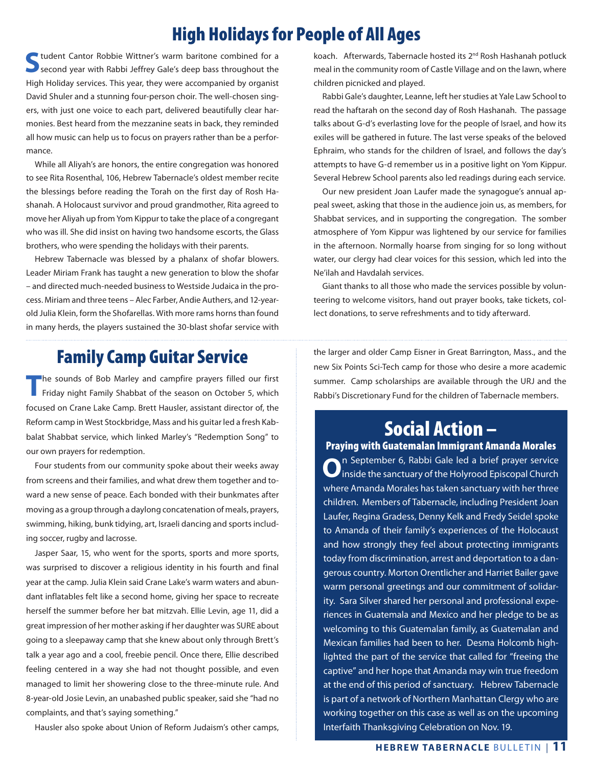# High Holidays for People of All Ages

Student Cantor Robbie Wittner's warm baritone combined for a second year with Rabbi Jeffrey Gale's deep bass throughout the High Holiday services. This year, they were accompanied by organist David Shuler and a stunning four-person choir. The well-chosen singers, with just one voice to each part, delivered beautifully clear harmonies. Best heard from the mezzanine seats in back, they reminded all how music can help us to focus on prayers rather than be a performance.

While all Aliyah's are honors, the entire congregation was honored to see Rita Rosenthal, 106, Hebrew Tabernacle's oldest member recite the blessings before reading the Torah on the first day of Rosh Hashanah. A Holocaust survivor and proud grandmother, Rita agreed to move her Aliyah up from Yom Kippur to take the place of a congregant who was ill. She did insist on having two handsome escorts, the Glass brothers, who were spending the holidays with their parents.

Hebrew Tabernacle was blessed by a phalanx of shofar blowers. Leader Miriam Frank has taught a new generation to blow the shofar – and directed much-needed business to Westside Judaica in the process. Miriam and three teens – Alec Farber, Andie Authers, and 12-year-old Julia Klein, form the Shofarellas. With more rams horns than found in many herds, the players sustained the 30-blast shofar service with koach. Afterwards, Tabernacle hosted its 2nd Rosh Hashanah potluck meal in the community room of Castle Village and on the lawn, where children picnicked and played.

Rabbi Gale's daughter, Leanne, left her studies at Yale Law School to read the haftarah on the second day of Rosh Hashanah. The passage talks about G-d's everlasting love for the people of Israel, and how its exiles will be gathered in future. The last verse speaks of the beloved Ephraim, who stands for the children of Israel, and follows the day's attempts to have G-d remember us in a positive light on Yom Kippur. Several Hebrew School parents also led readings during each service.

Our new president Joan Laufer made the synagogue's annual appeal sweet, asking that those in the audience join us, as members, for Shabbat services, and in supporting the congregation. The somber atmosphere of Yom Kippur was lightened by our service for families in the afternoon. Normally hoarse from singing for so long without water, our clergy had clear voices for this session, which led into the Ne'ilah and Havdalah services.

Giant thanks to all those who made the services possible by volunteering to welcome visitors, hand out prayer books, take tickets, collect donations, to serve refreshments and to tidy afterward.

# Family Camp Guitar Service

The sounds of Bob Marley and campfire prayers filled our first Friday night Family Shabbat of the season on October 5, which focused on Crane Lake Camp. Brett Hausler, assistant director of, the Reform camp in West Stockbridge, Mass and his guitar led a fresh Kabbalat Shabbat service, which linked Marley's "Redemption Song" to our own prayers for redemption.

Four students from our community spoke about their weeks away from screens and their families, and what drew them together and toward a new sense of peace. Each bonded with their bunkmates after moving as a group through a daylong concatenation of meals, prayers, swimming, hiking, bunk tidying, art, Israeli dancing and sports including soccer, rugby and lacrosse.

Jasper Saar, 15, who went for the sports, sports and more sports, was surprised to discover a religious identity in his fourth and final year at the camp. Julia Klein said Crane Lake's warm waters and abundant inflatables felt like a second home, giving her space to recreate herself the summer before her bat mitzvah. Ellie Levin, age 11, did a great impression of her mother asking if her daughter was SURE about going to a sleepaway camp that she knew about only through Brett's talk a year ago and a cool, freebie pencil. Once there, Ellie described feeling centered in a way she had not thought possible, and even managed to limit her showering close to the three-minute rule. And 8-year-old Josie Levin, an unabashed public speaker, said she "had no complaints, and that's saying something."

Hausler also spoke about Union of Reform Judaism's other camps, the larger and older Camp Eisner in Great Barrington, Mass., and the new Six Points Sci-Tech camp for those who desire a more academic summer. Camp scholarships are available through the URJ and the Rabbi's Discretionary Fund for the children of Tabernacle members.

# Social Action –

## Praying with Guatemalan Immigrant Amanda Morales

On September 6, Rabbi Gale led a brief prayer service inside the sanctuary of the Holyrood Episcopal Church where Amanda Morales has taken sanctuary with her three children. Members of Tabernacle, including President Joan Laufer, Regina Gradess, Denny Kelk and Fredy Seidel spoke to Amanda of their family's experiences of the Holocaust and how strongly they feel about protecting immigrants today from discrimination, arrest and deportation to a dangerous country. Morton Orentlicher and Harriet Bailer gave warm personal greetings and our commitment of solidarity. Sara Silver shared her personal and professional experiences in Guatemala and Mexico and her pledge to be as welcoming to this Guatemalan family, as Guatemalan and Mexican families had been to her. Desma Holcomb highlighted the part of the service that called for "freeing the captive" and her hope that Amanda may win true freedom at the end of this period of sanctuary. Hebrew Tabernacle is part of a network of Northern Manhattan Clergy who are working together on this case as well as on the upcoming Interfaith Thanksgiving Celebration on Nov. 19.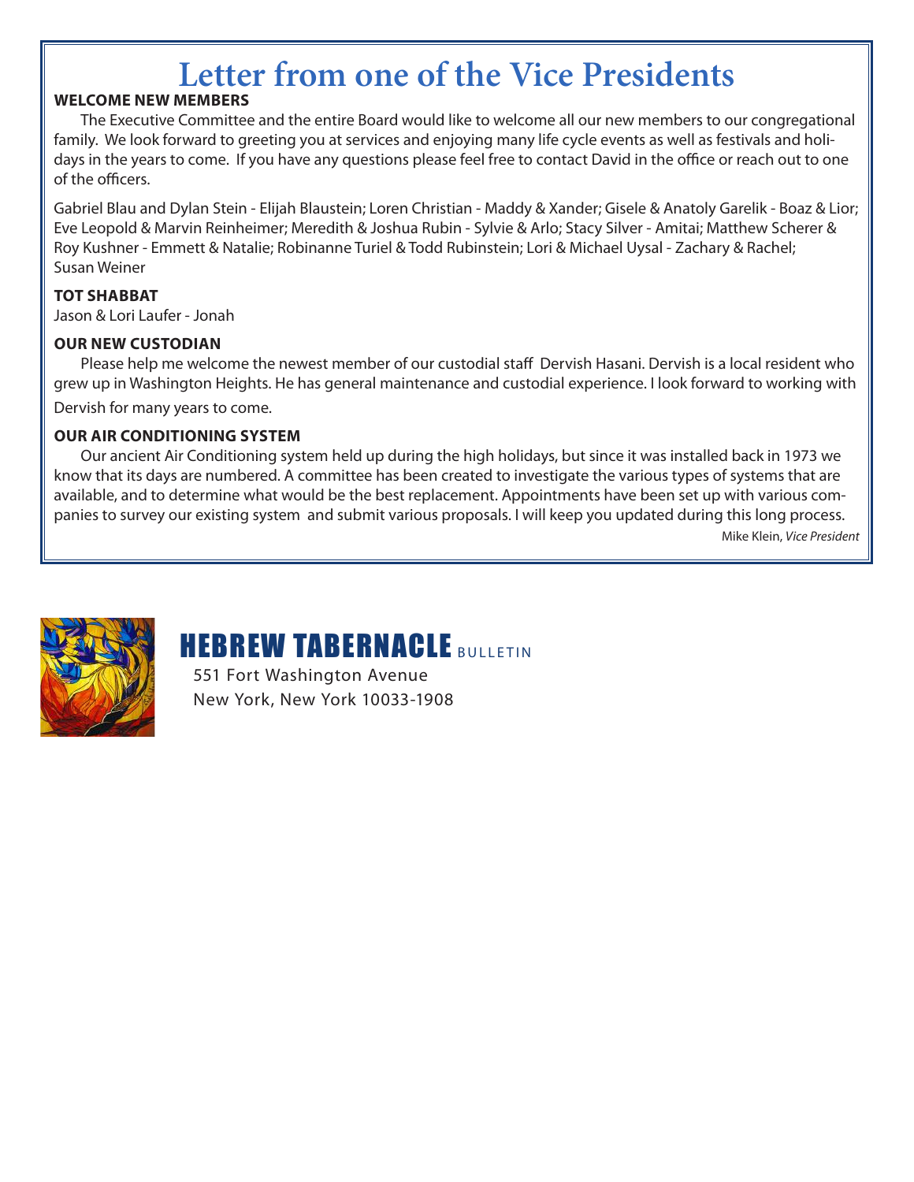# Letter from one of the Vice Presidents

**WELCOME NEW MEMBERS**

The Executive Committee and the entire Board would like to welcome all our new members to our congregational family. We look forward to greeting you at services and enjoying many life cycle events as well as festivals and holidays in the years to come. If you have any questions please feel free to contact David in the office or reach out to one of the officers.

Gabriel Blau and Dylan Stein - Elijah Blaustein; Loren Christian - Maddy & Xander; Gisele & Anatoly Garelik - Boaz & Lior; Eve Leopold & Marvin Reinheimer; Meredith & Joshua Rubin - Sylvie & Arlo; Stacy Silver - Amitai; Matthew Scherer & Roy Kushner - Emmett & Natalie; Robinanne Turiel & Todd Rubinstein; Lori & Michael Uysal - Zachary & Rachel; Susan Weiner

**TOT SHABBAT**

Jason & Lori Laufer - Jonah

**OUR NEW CUSTODIAN**

Please help me welcome the newest member of our custodial staff Dervish Hasani. Dervish is a local resident who grew up in Washington Heights. He has general maintenance and custodial experience. I look forward to working with Dervish for many years to come.

**OUR AIR CONDITIONING SYSTEM**

Our ancient Air Conditioning system held up during the high holidays, but since it was installed back in 1973 we know that its days are numbered. A committee has been created to investigate the various types of systems that are available, and to determine what would be the best replacement. Appointments have been set up with various companies to survey our existing system and submit various proposals. I will keep you updated during this long process.

Mike Klein, *Vice President*

**HEBREW TABERNACLE** BULLETIN

551 Fort Washington Avenue
New York, New York 10033-1908